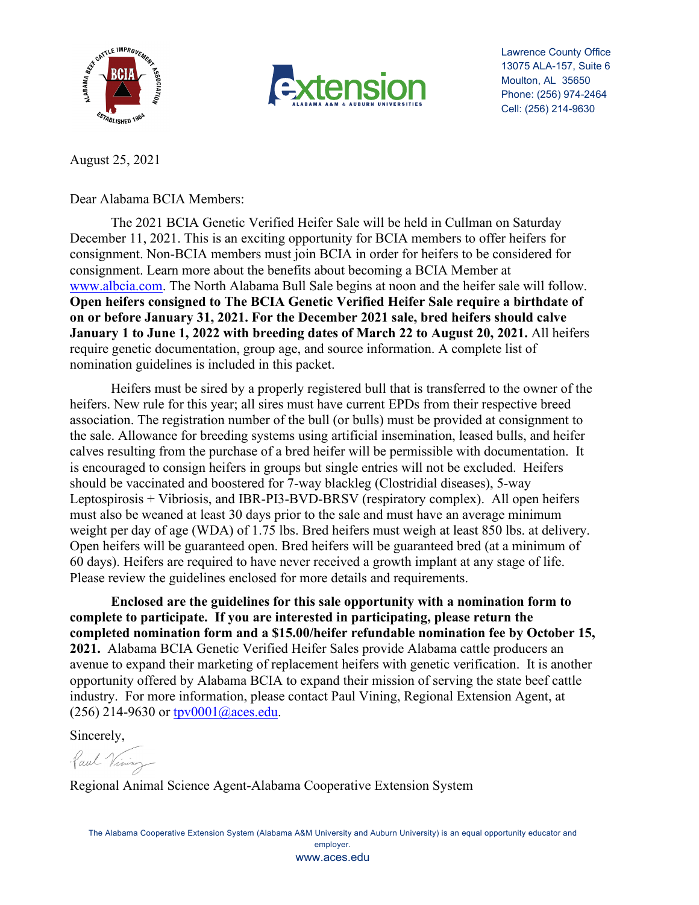Lawrence County Office
13075 ALA-157, Suite 6
Moulton, AL 35650
Phone: (256) 974-2464
Cell: (256) 214-9630

August 25, 2021

Dear Alabama BCIA Members:

The 2021 BCIA Genetic Verified Heifer Sale will be held in Cullman on Saturday December 11, 2021. This is an exciting opportunity for BCIA members to offer heifers for consignment. Non-BCIA members must join BCIA in order for heifers to be considered for consignment. Learn more about the benefits about becoming a BCIA Member at www.albcia.com. The North Alabama Bull Sale begins at noon and the heifer sale will follow. **Open heifers consigned to The BCIA Genetic Verified Heifer Sale require a birthdate of on or before January 31, 2021. For the December 2021 sale, bred heifers should calve January 1 to June 1, 2022 with breeding dates of March 22 to August 20, 2021.** All heifers require genetic documentation, group age, and source information. A complete list of nomination guidelines is included in this packet.

Heifers must be sired by a properly registered bull that is transferred to the owner of the heifers. New rule for this year; all sires must have current EPDs from their respective breed association. The registration number of the bull (or bulls) must be provided at consignment to the sale. Allowance for breeding systems using artificial insemination, leased bulls, and heifer calves resulting from the purchase of a bred heifer will be permissible with documentation. It is encouraged to consign heifers in groups but single entries will not be excluded. Heifers should be vaccinated and boostered for 7-way blackleg (Clostridial diseases), 5-way Leptospirosis + Vibriosis, and IBR-PI3-BVD-BRSV (respiratory complex). All open heifers must also be weaned at least 30 days prior to the sale and must have an average minimum weight per day of age (WDA) of 1.75 lbs. Bred heifers must weigh at least 850 lbs. at delivery. Open heifers will be guaranteed open. Bred heifers will be guaranteed bred (at a minimum of 60 days). Heifers are required to have never received a growth implant at any stage of life. Please review the guidelines enclosed for more details and requirements.

**Enclosed are the guidelines for this sale opportunity with a nomination form to complete to participate. If you are interested in participating, please return the completed nomination form and a $15.00/heifer refundable nomination fee by October 15, 2021.** Alabama BCIA Genetic Verified Heifer Sales provide Alabama cattle producers an avenue to expand their marketing of replacement heifers with genetic verification. It is another opportunity offered by Alabama BCIA to expand their mission of serving the state beef cattle industry. For more information, please contact Paul Vining, Regional Extension Agent, at (256) 214-9630 or tpv0001@aces.edu.

Sincerely,

Paul Vining

Regional Animal Science Agent-Alabama Cooperative Extension System

The Alabama Cooperative Extension System (Alabama A&M University and Auburn University) is an equal opportunity educator and employer.
www.aces.edu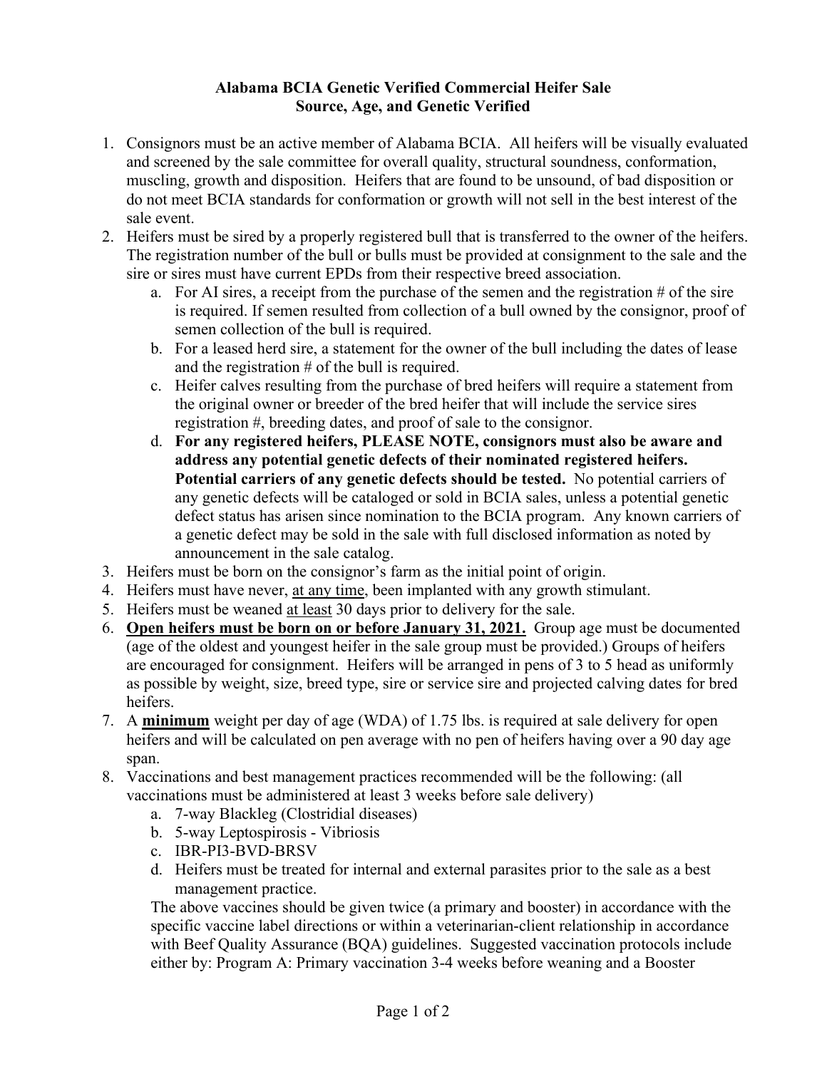**Alabama BCIA Genetic Verified Commercial Heifer Sale**
**Source, Age, and Genetic Verified**

1. Consignors must be an active member of Alabama BCIA. All heifers will be visually evaluated and screened by the sale committee for overall quality, structural soundness, conformation, muscling, growth and disposition. Heifers that are found to be unsound, of bad disposition or do not meet BCIA standards for conformation or growth will not sell in the best interest of the sale event.
2. Heifers must be sired by a properly registered bull that is transferred to the owner of the heifers. The registration number of the bull or bulls must be provided at consignment to the sale and the sire or sires must have current EPDs from their respective breed association.
   a. For AI sires, a receipt from the purchase of the semen and the registration # of the sire is required. If semen resulted from collection of a bull owned by the consignor, proof of semen collection of the bull is required.
   b. For a leased herd sire, a statement for the owner of the bull including the dates of lease and the registration # of the bull is required.
   c. Heifer calves resulting from the purchase of bred heifers will require a statement from the original owner or breeder of the bred heifer that will include the service sires registration #, breeding dates, and proof of sale to the consignor.
   d. **For any registered heifers, PLEASE NOTE, consignors must also be aware and address any potential genetic defects of their nominated registered heifers. Potential carriers of any genetic defects should be tested.** No potential carriers of any genetic defects will be cataloged or sold in BCIA sales, unless a potential genetic defect status has arisen since nomination to the BCIA program. Any known carriers of a genetic defect may be sold in the sale with full disclosed information as noted by announcement in the sale catalog.
3. Heifers must be born on the consignor's farm as the initial point of origin.
4. Heifers must have never, at any time, been implanted with any growth stimulant.
5. Heifers must be weaned at least 30 days prior to delivery for the sale.
6. **Open heifers must be born on or before January 31, 2021.** Group age must be documented (age of the oldest and youngest heifer in the sale group must be provided.) Groups of heifers are encouraged for consignment. Heifers will be arranged in pens of 3 to 5 head as uniformly as possible by weight, size, breed type, sire or service sire and projected calving dates for bred heifers.
7. A **minimum** weight per day of age (WDA) of 1.75 lbs. is required at sale delivery for open heifers and will be calculated on pen average with no pen of heifers having over a 90 day age span.
8. Vaccinations and best management practices recommended will be the following: (all vaccinations must be administered at least 3 weeks before sale delivery)
   a. 7-way Blackleg (Clostridial diseases)
   b. 5-way Leptospirosis - Vibriosis
   c. IBR-PI3-BVD-BRSV
   d. Heifers must be treated for internal and external parasites prior to the sale as a best management practice.

   The above vaccines should be given twice (a primary and booster) in accordance with the specific vaccine label directions or within a veterinarian-client relationship in accordance with Beef Quality Assurance (BQA) guidelines. Suggested vaccination protocols include either by: Program A: Primary vaccination 3-4 weeks before weaning and a Booster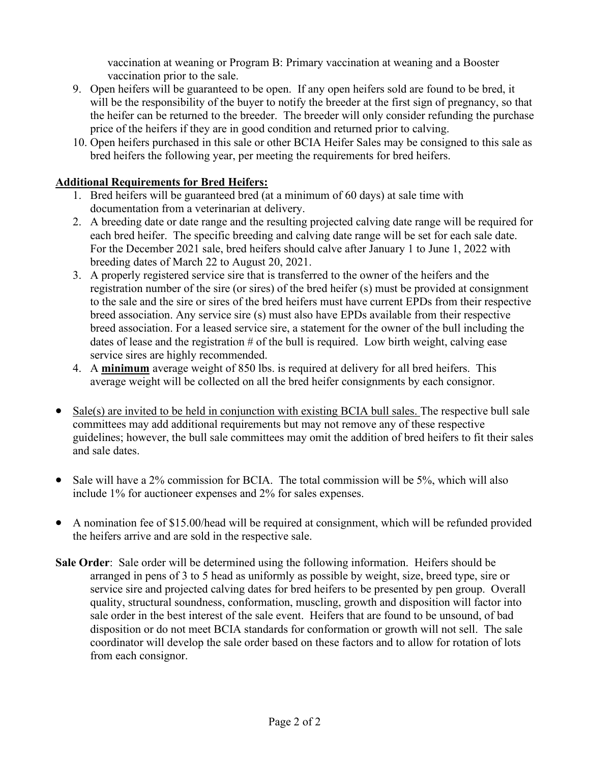vaccination at weaning or Program B: Primary vaccination at weaning and a Booster vaccination prior to the sale.

9. Open heifers will be guaranteed to be open. If any open heifers sold are found to be bred, it will be the responsibility of the buyer to notify the breeder at the first sign of pregnancy, so that the heifer can be returned to the breeder. The breeder will only consider refunding the purchase price of the heifers if they are in good condition and returned prior to calving.
10. Open heifers purchased in this sale or other BCIA Heifer Sales may be consigned to this sale as bred heifers the following year, per meeting the requirements for bred heifers.

**Additional Requirements for Bred Heifers:**

1. Bred heifers will be guaranteed bred (at a minimum of 60 days) at sale time with documentation from a veterinarian at delivery.
2. A breeding date or date range and the resulting projected calving date range will be required for each bred heifer. The specific breeding and calving date range will be set for each sale date. For the December 2021 sale, bred heifers should calve after January 1 to June 1, 2022 with breeding dates of March 22 to August 20, 2021.
3. A properly registered service sire that is transferred to the owner of the heifers and the registration number of the sire (or sires) of the bred heifer (s) must be provided at consignment to the sale and the sire or sires of the bred heifers must have current EPDs from their respective breed association. Any service sire (s) must also have EPDs available from their respective breed association. For a leased service sire, a statement for the owner of the bull including the dates of lease and the registration # of the bull is required. Low birth weight, calving ease service sires are highly recommended.
4. A **minimum** average weight of 850 lbs. is required at delivery for all bred heifers. This average weight will be collected on all the bred heifer consignments by each consignor.

- Sale(s) are invited to be held in conjunction with existing BCIA bull sales. The respective bull sale committees may add additional requirements but may not remove any of these respective guidelines; however, the bull sale committees may omit the addition of bred heifers to fit their sales and sale dates.

- Sale will have a 2% commission for BCIA. The total commission will be 5%, which will also include 1% for auctioneer expenses and 2% for sales expenses.

- A nomination fee of $15.00/head will be required at consignment, which will be refunded provided the heifers arrive and are sold in the respective sale.

**Sale Order**: Sale order will be determined using the following information. Heifers should be arranged in pens of 3 to 5 head as uniformly as possible by weight, size, breed type, sire or service sire and projected calving dates for bred heifers to be presented by pen group. Overall quality, structural soundness, conformation, muscling, growth and disposition will factor into sale order in the best interest of the sale event. Heifers that are found to be unsound, of bad disposition or do not meet BCIA standards for conformation or growth will not sell. The sale coordinator will develop the sale order based on these factors and to allow for rotation of lots from each consignor.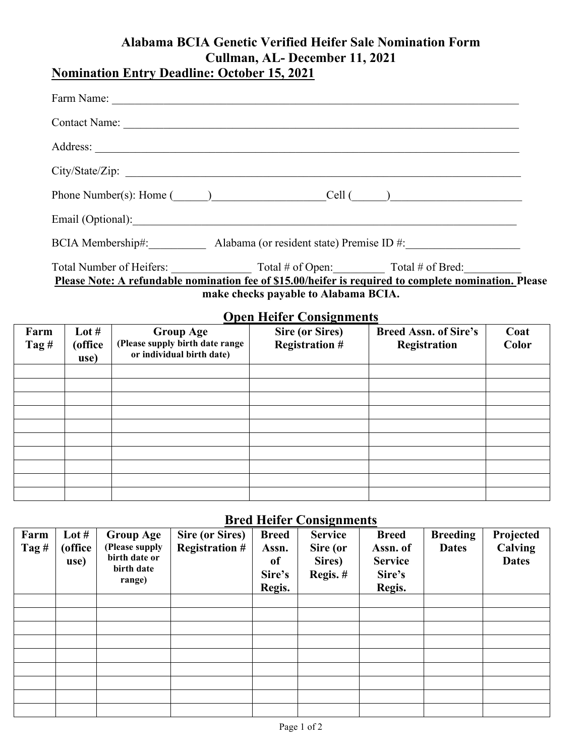# Alabama BCIA Genetic Verified Heifer Sale Nomination Form
## Cullman, AL- December 11, 2021

**Nomination Entry Deadline: October 15, 2021**

Farm Name: ___________________________________________________________________________

Contact Name: _________________________________________________________________________

Address: ______________________________________________________________________________

City/State/Zip: ________________________________________________________________________

Phone Number(s): Home (______)____________________Cell (______)________________________

Email (Optional):______________________________________________________________________

BCIA Membership#:__________ Alabama (or resident state) Premise ID #:____________________

Total Number of Heifers: ______________ Total # of Open:_________ Total # of Bred:__________

**Please Note: A refundable nomination fee of $15.00/heifer is required to complete nomination. Please make checks payable to Alabama BCIA.**

### Open Heifer Consignments

| Farm Tag # | Lot # (office use) | Group Age (Please supply birth date range or individual birth date) | Sire (or Sires) Registration # | Breed Assn. of Sire's Registration | Coat Color |
|---|---|---|---|---|---|
| | | | | | |
| | | | | | |
| | | | | | |
| | | | | | |
| | | | | | |
| | | | | | |
| | | | | | |
| | | | | | |
| | | | | | |
| | | | | | |

### Bred Heifer Consignments

| Farm Tag # | Lot # (office use) | Group Age (Please supply birth date or birth date range) | Sire (or Sires) Registration # | Breed Assn. of Sire's Regis. | Service Sire (or Sires) Regis. # | Breed Assn. of Service Sire's Regis. | Breeding Dates | Projected Calving Dates |
|---|---|---|---|---|---|---|---|---|
| | | | | | | | | |
| | | | | | | | | |
| | | | | | | | | |
| | | | | | | | | |
| | | | | | | | | |
| | | | | | | | | |
| | | | | | | | | |
| | | | | | | | | |
| | | | | | | | | |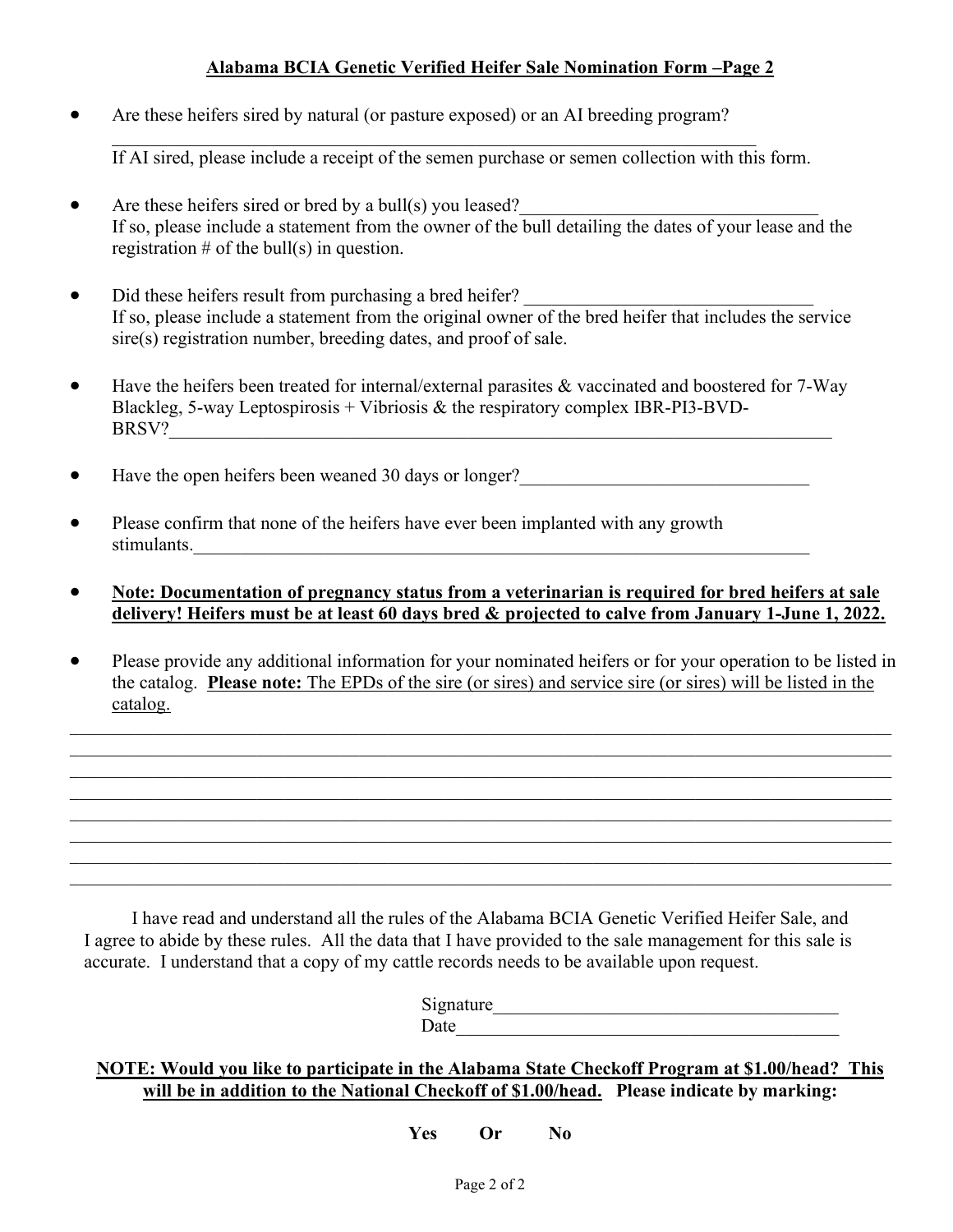## Alabama BCIA Genetic Verified Heifer Sale Nomination Form –Page 2

- Are these heifers sired by natural (or pasture exposed) or an AI breeding program? \_\_\_\_\_\_\_\_\_\_\_\_\_\_\_\_\_\_\_\_\_\_\_\_\_\_\_\_\_\_\_\_\_\_\_\_\_\_\_\_\_\_\_\_\_\_\_\_\_\_\_\_\_\_\_\_\_\_\_\_\_\_\_\_
  If AI sired, please include a receipt of the semen purchase or semen collection with this form.

- Are these heifers sired or bred by a bull(s) you leased?\_\_\_\_\_\_\_\_\_\_\_\_\_\_\_\_\_\_\_\_\_\_\_\_\_\_\_\_\_\_
  If so, please include a statement from the owner of the bull detailing the dates of your lease and the registration # of the bull(s) in question.

- Did these heifers result from purchasing a bred heifer? \_\_\_\_\_\_\_\_\_\_\_\_\_\_\_\_\_\_\_\_\_\_\_\_\_\_\_\_\_\_
  If so, please include a statement from the original owner of the bred heifer that includes the service sire(s) registration number, breeding dates, and proof of sale.

- Have the heifers been treated for internal/external parasites & vaccinated and boostered for 7-Way Blackleg, 5-way Leptospirosis + Vibriosis & the respiratory complex IBR-PI3-BVD-BRSV?\_\_\_\_\_\_\_\_\_\_\_\_\_\_\_\_\_\_\_\_\_\_\_\_\_\_\_\_\_\_\_\_\_\_\_\_\_\_\_\_\_\_\_\_\_\_\_\_\_\_\_\_\_\_\_\_\_\_\_\_\_\_\_\_

- Have the open heifers been weaned 30 days or longer?\_\_\_\_\_\_\_\_\_\_\_\_\_\_\_\_\_\_\_\_\_\_\_\_\_\_\_\_\_\_

- Please confirm that none of the heifers have ever been implanted with any growth stimulants.\_\_\_\_\_\_\_\_\_\_\_\_\_\_\_\_\_\_\_\_\_\_\_\_\_\_\_\_\_\_\_\_\_\_\_\_\_\_\_\_\_\_\_\_\_\_\_\_\_\_\_\_\_\_\_\_\_\_\_\_

- **Note: Documentation of pregnancy status from a veterinarian is required for bred heifers at sale delivery! Heifers must be at least 60 days bred & projected to calve from January 1-June 1, 2022.**

- Please provide any additional information for your nominated heifers or for your operation to be listed in the catalog. **Please note:** The EPDs of the sire (or sires) and service sire (or sires) will be listed in the catalog.

\_\_\_\_\_\_\_\_\_\_\_\_\_\_\_\_\_\_\_\_\_\_\_\_\_\_\_\_\_\_\_\_\_\_\_\_\_\_\_\_\_\_\_\_\_\_\_\_\_\_\_\_\_\_\_\_\_\_\_\_\_\_\_\_\_\_\_\_\_\_\_\_\_\_\_\_\_\_
\_\_\_\_\_\_\_\_\_\_\_\_\_\_\_\_\_\_\_\_\_\_\_\_\_\_\_\_\_\_\_\_\_\_\_\_\_\_\_\_\_\_\_\_\_\_\_\_\_\_\_\_\_\_\_\_\_\_\_\_\_\_\_\_\_\_\_\_\_\_\_\_\_\_\_\_\_\_
\_\_\_\_\_\_\_\_\_\_\_\_\_\_\_\_\_\_\_\_\_\_\_\_\_\_\_\_\_\_\_\_\_\_\_\_\_\_\_\_\_\_\_\_\_\_\_\_\_\_\_\_\_\_\_\_\_\_\_\_\_\_\_\_\_\_\_\_\_\_\_\_\_\_\_\_\_\_
\_\_\_\_\_\_\_\_\_\_\_\_\_\_\_\_\_\_\_\_\_\_\_\_\_\_\_\_\_\_\_\_\_\_\_\_\_\_\_\_\_\_\_\_\_\_\_\_\_\_\_\_\_\_\_\_\_\_\_\_\_\_\_\_\_\_\_\_\_\_\_\_\_\_\_\_\_\_
\_\_\_\_\_\_\_\_\_\_\_\_\_\_\_\_\_\_\_\_\_\_\_\_\_\_\_\_\_\_\_\_\_\_\_\_\_\_\_\_\_\_\_\_\_\_\_\_\_\_\_\_\_\_\_\_\_\_\_\_\_\_\_\_\_\_\_\_\_\_\_\_\_\_\_\_\_\_
\_\_\_\_\_\_\_\_\_\_\_\_\_\_\_\_\_\_\_\_\_\_\_\_\_\_\_\_\_\_\_\_\_\_\_\_\_\_\_\_\_\_\_\_\_\_\_\_\_\_\_\_\_\_\_\_\_\_\_\_\_\_\_\_\_\_\_\_\_\_\_\_\_\_\_\_\_\_
\_\_\_\_\_\_\_\_\_\_\_\_\_\_\_\_\_\_\_\_\_\_\_\_\_\_\_\_\_\_\_\_\_\_\_\_\_\_\_\_\_\_\_\_\_\_\_\_\_\_\_\_\_\_\_\_\_\_\_\_\_\_\_\_\_\_\_\_\_\_\_\_\_\_\_\_\_\_
\_\_\_\_\_\_\_\_\_\_\_\_\_\_\_\_\_\_\_\_\_\_\_\_\_\_\_\_\_\_\_\_\_\_\_\_\_\_\_\_\_\_\_\_\_\_\_\_\_\_\_\_\_\_\_\_\_\_\_\_\_\_\_\_\_\_\_\_\_\_\_\_\_\_\_\_\_\_

I have read and understand all the rules of the Alabama BCIA Genetic Verified Heifer Sale, and I agree to abide by these rules. All the data that I have provided to the sale management for this sale is accurate. I understand that a copy of my cattle records needs to be available upon request.

Signature\_\_\_\_\_\_\_\_\_\_\_\_\_\_\_\_\_\_\_\_\_\_\_\_\_\_\_\_\_\_\_\_\_\_\_\_\_

Date\_\_\_\_\_\_\_\_\_\_\_\_\_\_\_\_\_\_\_\_\_\_\_\_\_\_\_\_\_\_\_\_\_\_\_\_\_\_\_\_

**NOTE: Would you like to participate in the Alabama State Checkoff Program at $1.00/head? This will be in addition to the National Checkoff of $1.00/head. Please indicate by marking:**

**Yes Or No**